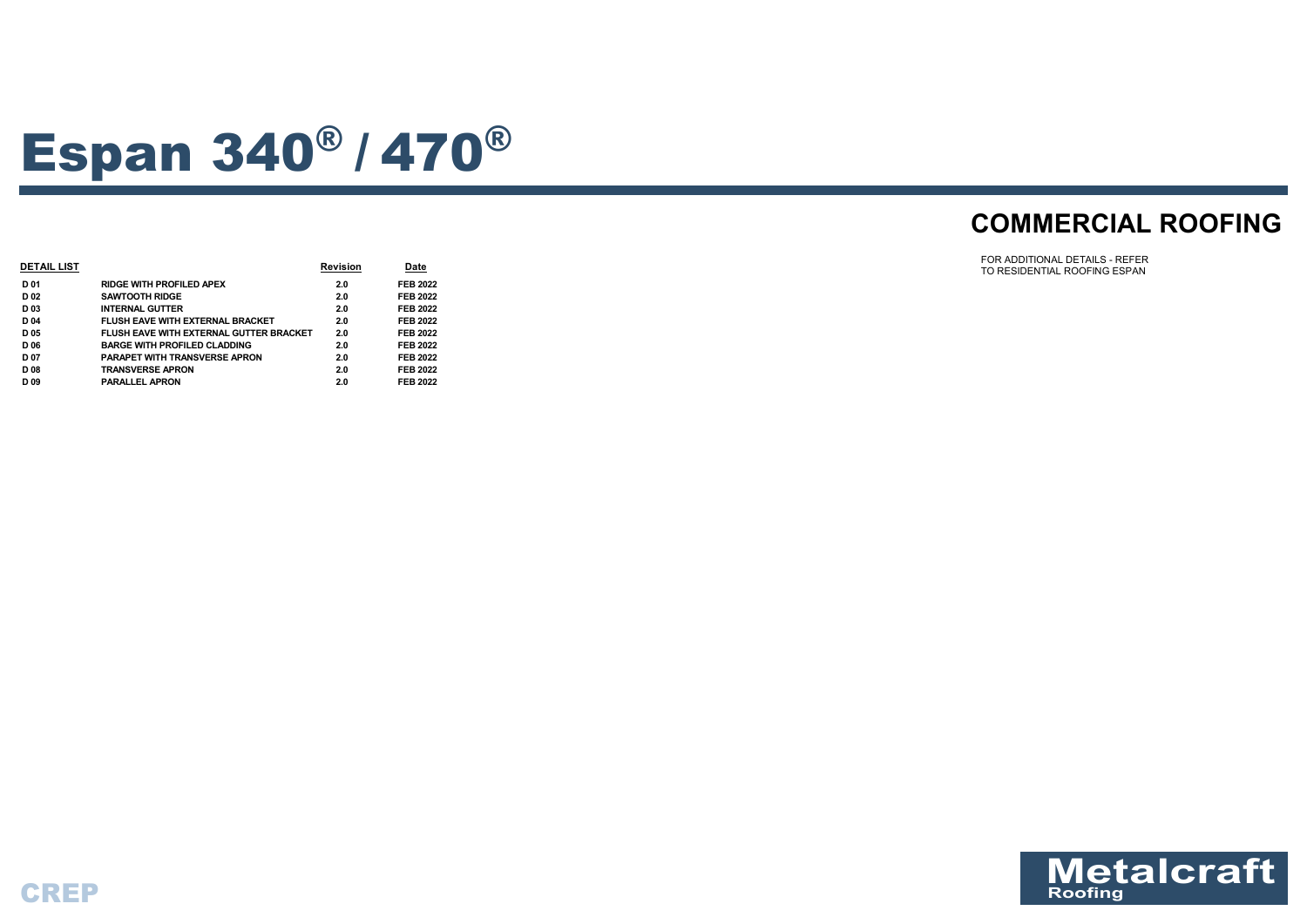# Espan 340® / 470®

## COMMERCIAL ROOFING

FOR ADDITIONAL DETAILS - REFER TO RESIDENTIAL ROOFING ESPAN

| DETAIL LIST | | Revision | Date |
|---|---|---|---|
| D 01 | RIDGE WITH PROFILED APEX | 2.0 | FEB 2022 |
| D 02 | SAWTOOTH RIDGE | 2.0 | FEB 2022 |
| D 03 | INTERNAL GUTTER | 2.0 | FEB 2022 |
| D 04 | FLUSH EAVE WITH EXTERNAL BRACKET | 2.0 | FEB 2022 |
| D 05 | FLUSH EAVE WITH EXTERNAL GUTTER BRACKET | 2.0 | FEB 2022 |
| D 06 | BARGE WITH PROFILED CLADDING | 2.0 | FEB 2022 |
| D 07 | PARAPET WITH TRANSVERSE APRON | 2.0 | FEB 2022 |
| D 08 | TRANSVERSE APRON | 2.0 | FEB 2022 |
| D 09 | PARALLEL APRON | 2.0 | FEB 2022 |

CREP

Metalcraft Roofing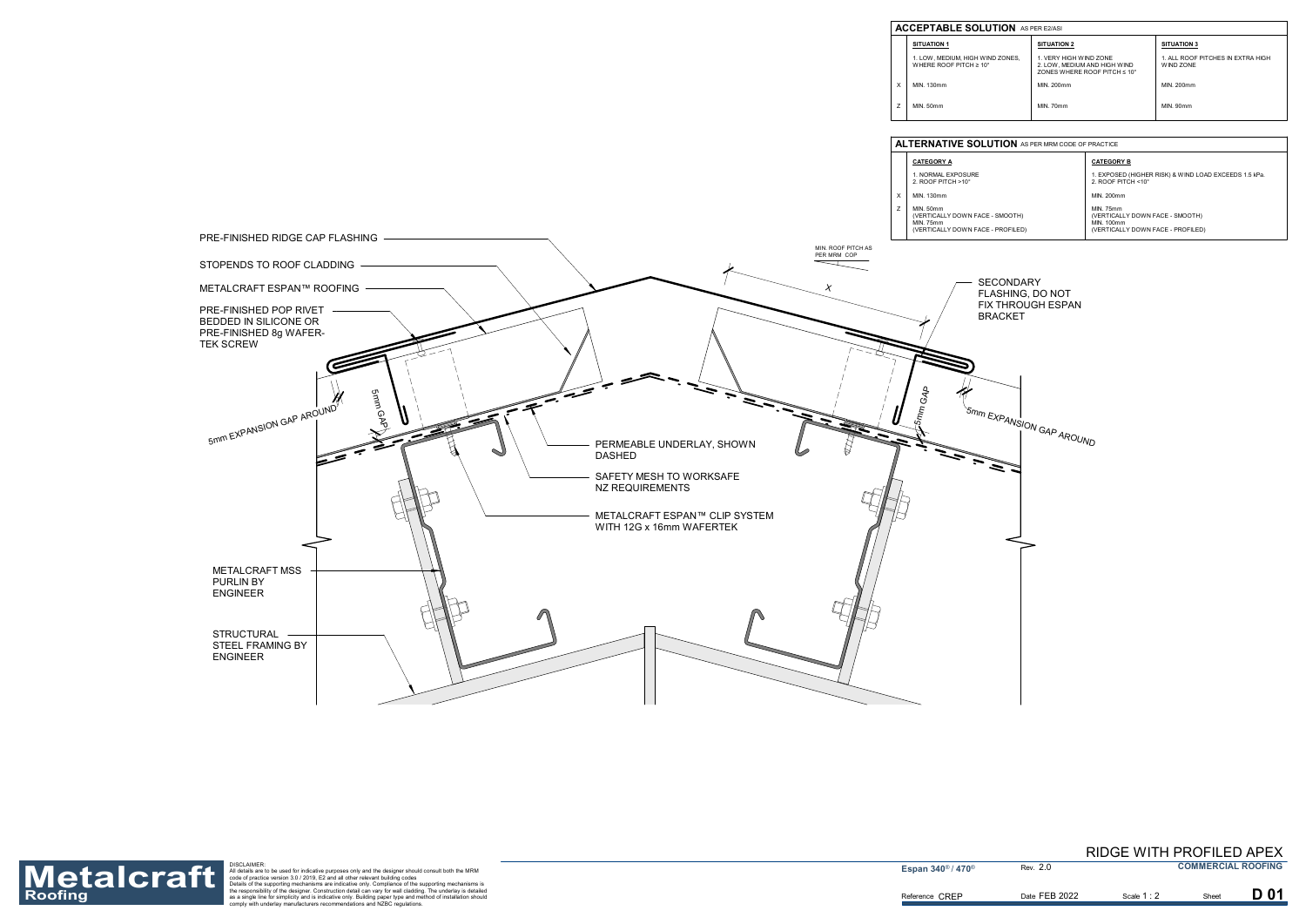## ACCEPTABLE SOLUTION AS PER E2/AS1

| | SITUATION 1 | SITUATION 2 | SITUATION 3 |
|---|---|---|---|
| | 1. LOW, MEDIUM, HIGH WIND ZONES, WHERE ROOF PITCH ≥ 10° | 1. VERY HIGH WIND ZONE 2. LOW, MEDIUM AND HIGH WIND ZONES WHERE ROOF PITCH ≤ 10° | 1. ALL ROOF PITCHES IN EXTRA HIGH WIND ZONE |
| X | MIN. 130mm | MIN. 200mm | MIN. 200mm |
| Z | MIN. 50mm | MIN. 70mm | MIN. 90mm |

## ALTERNATIVE SOLUTION AS PER MRM CODE OF PRACTICE

| | CATEGORY A | CATEGORY B |
|---|---|---|
| | 1. NORMAL EXPOSURE 2. ROOF PITCH >10° | 1. EXPOSED (HIGHER RISK) & WIND LOAD EXCEEDS 1.5 kPa. 2. ROOF PITCH <10° |
| X | MIN. 130mm | MIN. 200mm |
| Z | MIN. 50mm (VERTICALLY DOWN FACE - SMOOTH) MIN. 75mm (VERTICALLY DOWN FACE - PROFILED) | MIN. 75mm (VERTICALLY DOWN FACE - SMOOTH) MIN. 100mm (VERTICALLY DOWN FACE - PROFILED) |

PRE-FINISHED RIDGE CAP FLASHING

STOPENDS TO ROOF CLADDING

METALCRAFT ESPAN™ ROOFING

PRE-FINISHED POP RIVET BEDDED IN SILICONE OR PRE-FINISHED 8g WAFER-TEK SCREW

5mm EXPANSION GAP AROUND

5mm GAP

MIN. ROOF PITCH AS PER MRM COP

X

SECONDARY FLASHING, DO NOT FIX THROUGH ESPAN BRACKET

5mm GAP

5mm EXPANSION GAP AROUND

PERMEABLE UNDERLAY, SHOWN DASHED

SAFETY MESH TO WORKSAFE NZ REQUIREMENTS

METALCRAFT ESPAN™ CLIP SYSTEM WITH 12G x 16mm WAFERTEK

METALCRAFT MSS PURLIN BY ENGINEER

STRUCTURAL STEEL FRAMING BY ENGINEER

Metalcraft Roofing

DISCLAIMER:
All details are to be used for indicative purposes only and the designer should consult both the MRM code of practice version 3.0 / 2019, E2 and all other relevant building codes.
Details of the supporting mechanisms are indicative only. Compliance of the supporting mechanisms is the responsibility of the designer. Construction detail can vary for wall cladding. The underlay is detailed as a single line for simplicity and is indicative only. Building paper type and method of installation should comply with underlay manufacturers recommendations and NZBC regulations.

# RIDGE WITH PROFILED APEX

Espan® 340 / 470® | Rev. 2.0 | COMMERCIAL ROOFING

Reference CREP | Date FEB 2022 | Scale 1 : 2 | Sheet D 01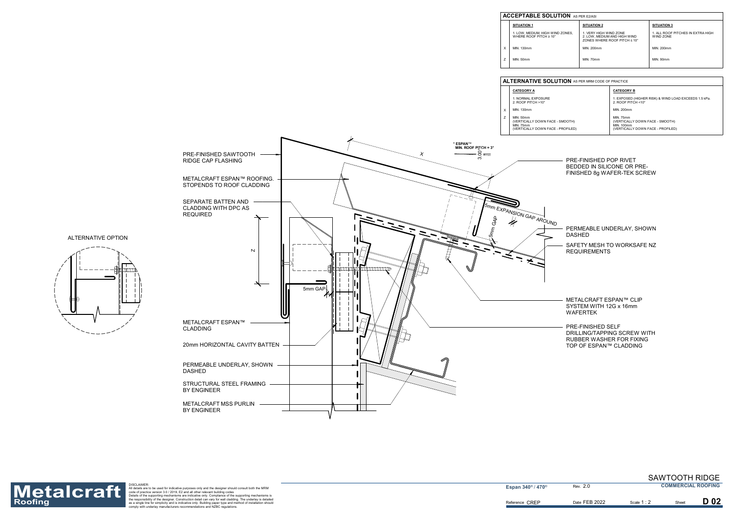## ACCEPTABLE SOLUTION AS PER E2/AS1

| | SITUATION 1 | SITUATION 2 | SITUATION 3 |
|---|---|---|---|
| | 1. LOW, MEDIUM, HIGH WIND ZONES, WHERE ROOF PITCH ≥ 10° | 1. VERY HIGH WIND ZONE 2. LOW, MEDIUM AND HIGH WIND ZONES WHERE ROOF PITCH ≤ 10° | 1. ALL ROOF PITCHES IN EXTRA HIGH WIND ZONE |
| X | MIN. 130mm | MIN. 200mm | MIN. 200mm |
| Z | MIN. 50mm | MIN. 70mm | MIN. 90mm |

## ALTERNATIVE SOLUTION AS PER MRM CODE OF PRACTICE

| | CATEGORY A | CATEGORY B |
|---|---|---|
| | 1. NORMAL EXPOSURE 2. ROOF PITCH >10° | 1. EXPOSED (HIGHER RISK) & WIND LOAD EXCEEDS 1.5 kPa. 2. ROOF PITCH <10° |
| X | MIN. 130mm | MIN. 200mm |
| Z | MIN. 50mm (VERTICALLY DOWN FACE - SMOOTH) MIN. 75mm (VERTICALLY DOWN FACE - PROFILED) | MIN. 75mm (VERTICALLY DOWN FACE - SMOOTH) MIN. 100mm (VERTICALLY DOWN FACE - PROFILED) |

ALTERNATIVE OPTION

- PRE-FINISHED SAWTOOTH RIDGE CAP FLASHING
- METALCRAFT ESPAN™ ROOFING. STOPENDS TO ROOF CLADDING
- SEPARATE BATTEN AND CLADDING WITH DPC AS REQUIRED
- METALCRAFT ESPAN™ CLADDING
- 20mm HORIZONTAL CAVITY BATTEN
- PERMEABLE UNDERLAY, SHOWN DASHED
- STRUCTURAL STEEL FRAMING BY ENGINEER
- METALCRAFT MSS PURLIN BY ENGINEER
- * ESPAN™ MIN. ROOF PITCH = 3°
- X
- Z
- 3.00
- 5mm GAP
- 5mm EXPANSION GAP AROUND
- PRE-FINISHED POP RIVET BEDDED IN SILICONE OR PRE-FINISHED 8g WAFER-TEK SCREW
- PERMEABLE UNDERLAY, SHOWN DASHED
- SAFETY MESH TO WORKSAFE NZ REQUIREMENTS
- METALCRAFT ESPAN™ CLIP SYSTEM WITH 12G x 16mm WAFERTEK
- PRE-FINISHED SELF DRILLING/TAPPING SCREW WITH RUBBER WASHER FOR FIXING TOP OF ESPAN™ CLADDING

DISCLAIMER:
All details are to be used for indicative purposes only and the designer should consult both the MRM code of practice version 3.0 / 2019, E2 and all other relevant building codes
Details of the supporting mechanisms are indicative only. Compliance of the supporting mechanisms is the responsibility of the designer. Construction detail can vary for wall cladding. The underlay is detailed as a single line for simplicity and is indicative only. Building paper type and method of installation should comply with underlay manufacturers recommendations and NZBC regulations.

# SAWTOOTH RIDGE

**COMMERCIAL ROOFING**

| Espan 340® / 470® | Rev. 2.0 | | |
|---|---|---|---|
| Reference CREP | Date FEB 2022 | Scale 1 : 2 | Sheet **D 02** |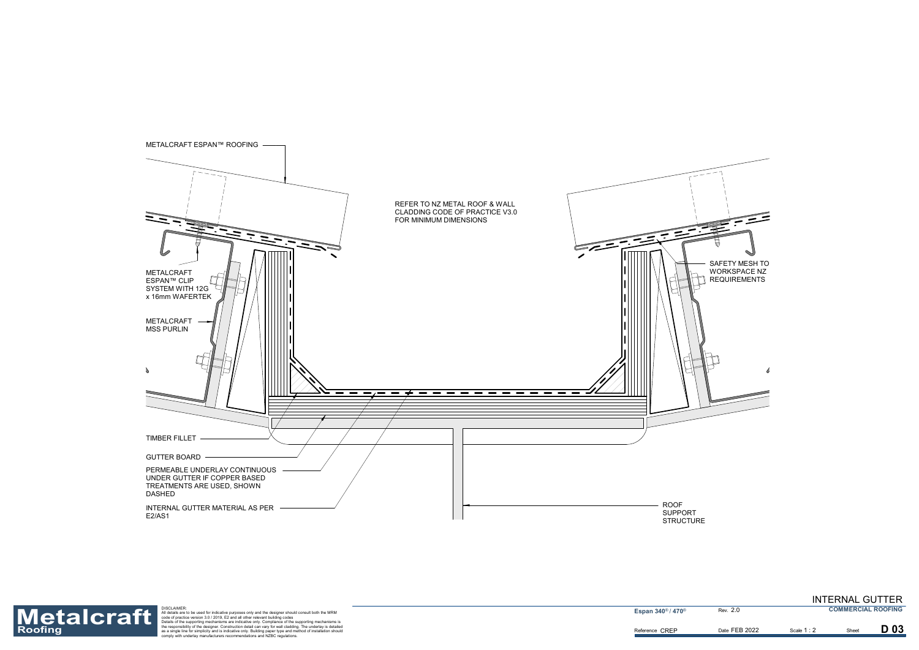METALCRAFT ESPAN™ ROOFING

REFER TO NZ METAL ROOF & WALL CLADDING CODE OF PRACTICE V3.0 FOR MINIMUM DIMENSIONS

METALCRAFT ESPAN™ CLIP SYSTEM WITH 12G x 16mm WAFERTEK

SAFETY MESH TO WORKSPACE NZ REQUIREMENTS

METALCRAFT MSS PURLIN

TIMBER FILLET

GUTTER BOARD

PERMEABLE UNDERLAY CONTINUOUS UNDER GUTTER IF COPPER BASED TREATMENTS ARE USED, SHOWN DASHED

INTERNAL GUTTER MATERIAL AS PER E2/AS1

ROOF SUPPORT STRUCTURE

**Metalcraft Roofing**

DISCLAIMER:
All details are to be used for indicative purposes only and the designer should consult both the MRM code of practice version 3.0 / 2019, E2 and all other relevant building codes
Details of the supporting mechanisms are indicative only. Compliance of the supporting mechanisms is the responsibility of the designer. Construction detail can vary for wall cladding. The underlay is detailed as a single line for simplicity and is indicative only. Building paper type and method of installation should comply with underlay manufacturers recommendations and NZBC regulations.

# INTERNAL GUTTER

**COMMERCIAL ROOFING**

| Espan 340® / 470® | Rev. 2.0 | | | |
|---|---|---|---|---|
| Reference CREP | Date FEB 2022 | Scale 1 : 2 | Sheet | **D 03** |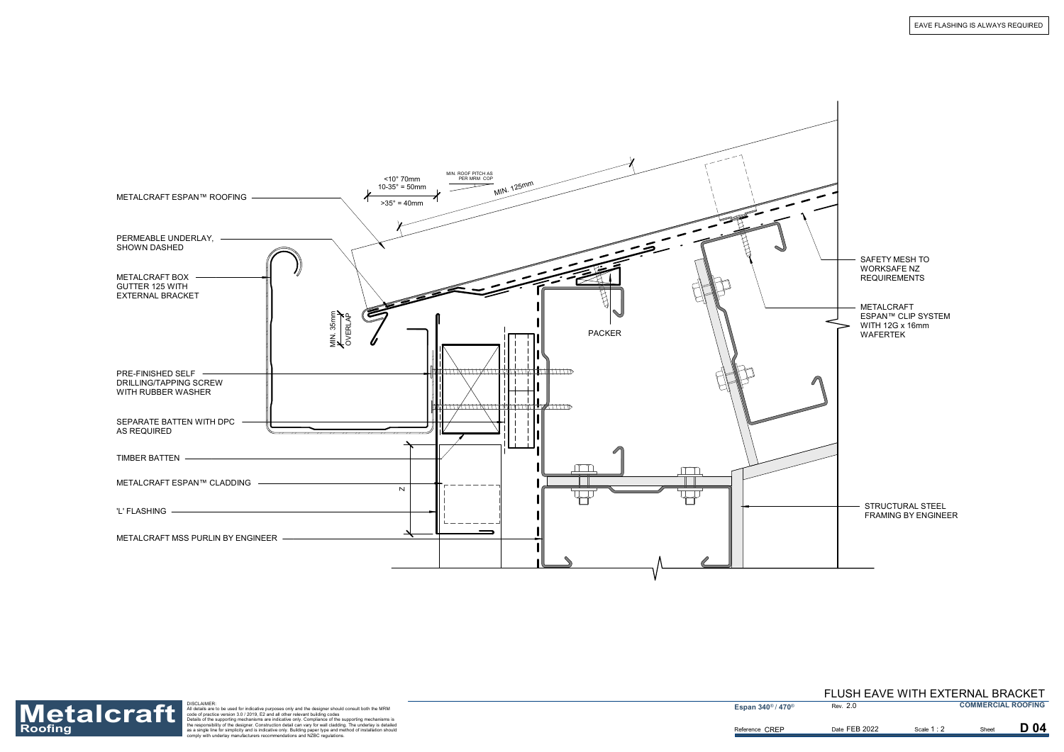EAVE FLASHING IS ALWAYS REQUIRED

METALCRAFT ESPAN™ ROOFING

PERMEABLE UNDERLAY, SHOWN DASHED

METALCRAFT BOX GUTTER 125 WITH EXTERNAL BRACKET

PRE-FINISHED SELF DRILLING/TAPPING SCREW WITH RUBBER WASHER

SEPARATE BATTEN WITH DPC AS REQUIRED

TIMBER BATTEN

METALCRAFT ESPAN™ CLADDING

'L' FLASHING

METALCRAFT MSS PURLIN BY ENGINEER

<10° 70mm
10-35° = 50mm
>35° = 40mm

MIN. ROOF PITCH AS PER MRM COP

MIN. 125mm

MIN. 35mm OVERLAP

PACKER

Z

SAFETY MESH TO WORKSAFE NZ REQUIREMENTS

METALCRAFT ESPAN™ CLIP SYSTEM WITH 12G x 16mm WAFERTEK

STRUCTURAL STEEL FRAMING BY ENGINEER

**Metalcraft Roofing**

DISCLAIMER:
All details are to be used for indicative purposes only and the designer should consult both the MRM code of practice version 3.0 / 2019, E2 and all other relevant building codes
Details of the supporting mechanisms are indicative only. Compliance of the supporting mechanisms is the responsibility of the designer. Construction detail can vary for wall cladding. The underlay is detailed as a single line for simplicity and is indicative only. Building paper type and method of installation should comply with underlay manufacturers recommendations and NZBC regulations.

## FLUSH EAVE WITH EXTERNAL BRACKET

| Espan 340® / 470® | Rev. 2.0 | | COMMERCIAL ROOFING |
|---|---|---|---|
| Reference CREP | Date FEB 2022 | Scale 1 : 2 | Sheet D 04 |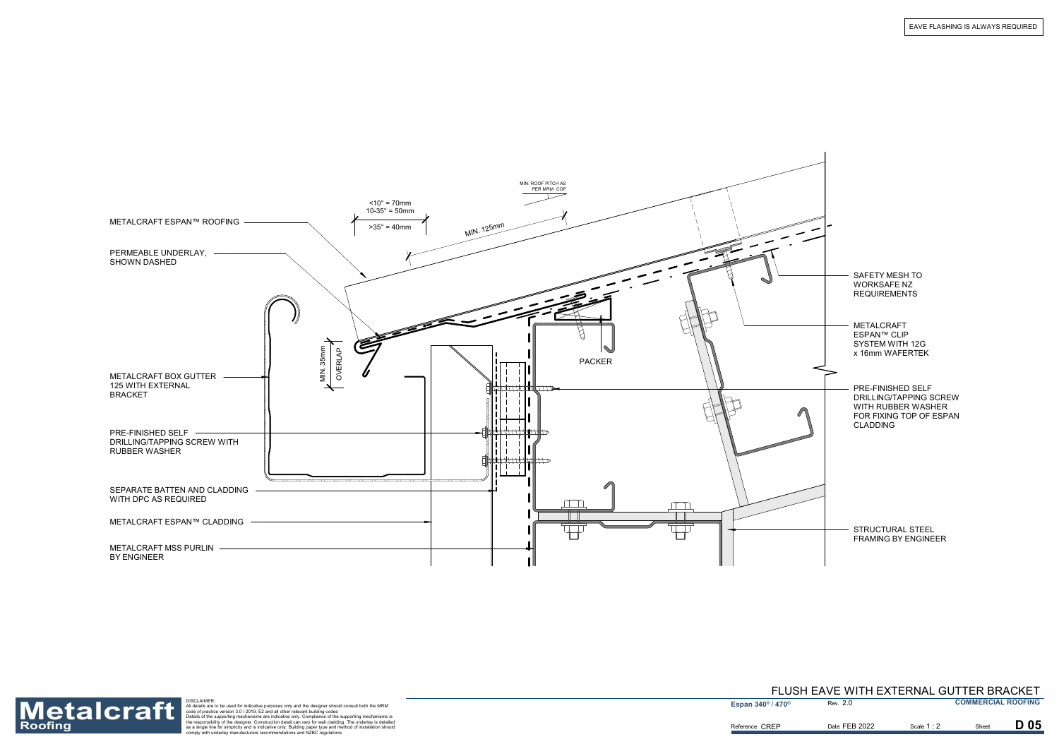EAVE FLASHING IS ALWAYS REQUIRED

MIN. ROOF PITCH AS PER MRM COP

<10° = 70mm
10-35° = 50mm
>35° = 40mm

MIN. 125mm

METALCRAFT ESPAN™ ROOFING

PERMEABLE UNDERLAY, SHOWN DASHED

METALCRAFT BOX GUTTER 125 WITH EXTERNAL BRACKET

MIN. 35mm OVERLAP

PRE-FINISHED SELF DRILLING/TAPPING SCREW WITH RUBBER WASHER

SEPARATE BATTEN AND CLADDING WITH DPC AS REQUIRED

METALCRAFT ESPAN™ CLADDING

METALCRAFT MSS PURLIN BY ENGINEER

PACKER

SAFETY MESH TO WORKSAFE NZ REQUIREMENTS

METALCRAFT ESPAN™ CLIP SYSTEM WITH 12G x 16mm WAFERTEK

PRE-FINISHED SELF DRILLING/TAPPING SCREW WITH RUBBER WASHER FOR FIXING TOP OF ESPAN CLADDING

STRUCTURAL STEEL FRAMING BY ENGINEER

# FLUSH EAVE WITH EXTERNAL GUTTER BRACKET

DISCLAIMER:
All details are to be used for indicative purposes only and the designer should consult both the MRM code of practice version 3.0 / 2019, E2 and all other relevant building codes
Details of the supporting mechanisms are indicative only. Compliance of the supporting mechanisms is the responsibility of the designer. Construction detail can vary for wall cladding. The underlay is detailed as a single line for simplicity and is indicative only. Building paper type and method of installation should comply with underlay manufacturers recommendations and NZBC regulations.

| Espan 340® / 470® | Rev. 2.0 | | | COMMERCIAL ROOFING |
|---|---|---|---|---|
| Reference CREP | Date FEB 2022 | Scale 1 : 2 | Sheet | D 05 |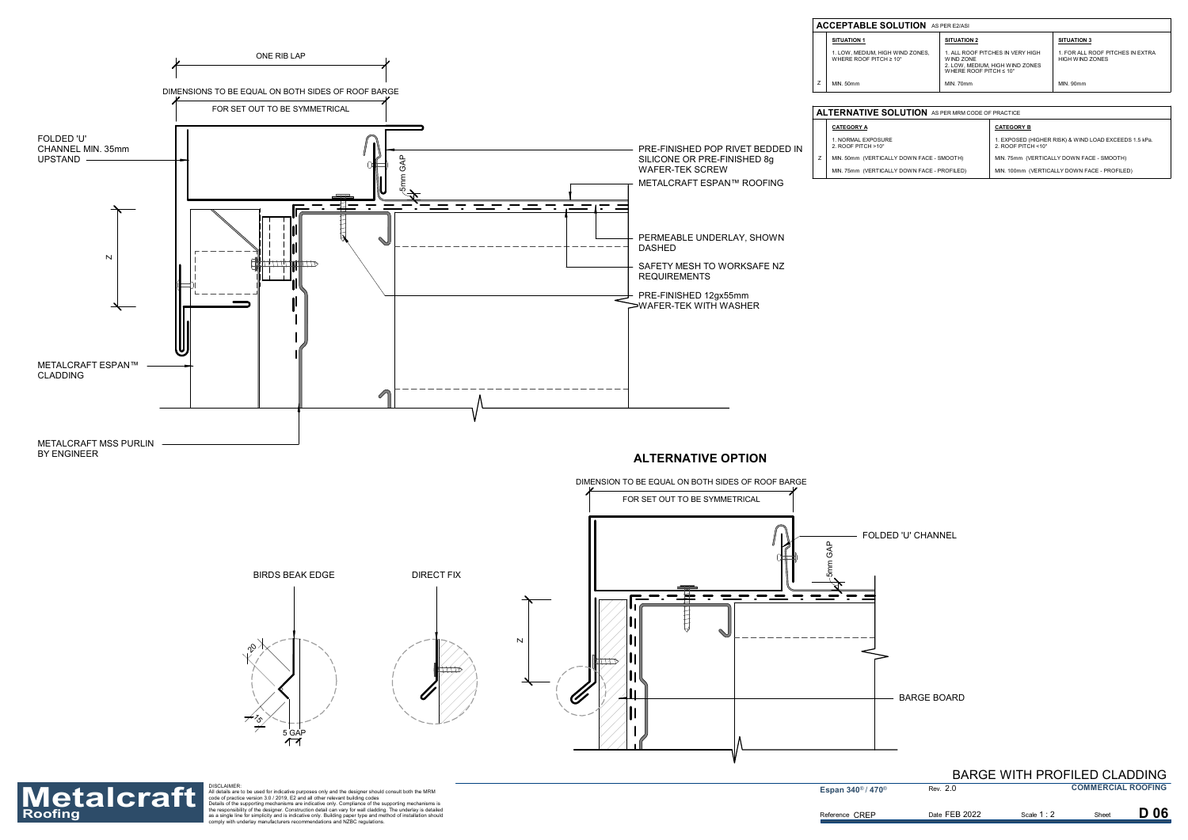## ACCEPTABLE SOLUTION AS PER E2/AS1

| | SITUATION 1 | SITUATION 2 | SITUATION 3 |
|---|---|---|---|
| | 1. LOW, MEDIUM, HIGH WIND ZONES, WHERE ROOF PITCH ≥ 10° | 1. ALL ROOF PITCHES IN VERY HIGH WIND ZONE<br>2. LOW, MEDIUM, HIGH WIND ZONES WHERE ROOF PITCH ≤ 10° | 1. FOR ALL ROOF PITCHES IN EXTRA HIGH WIND ZONES |
| Z | MIN. 50mm | MIN. 70mm | MIN. 90mm |

## ALTERNATIVE SOLUTION AS PER MRM CODE OF PRACTICE

| | CATEGORY A | CATEGORY B |
|---|---|---|
| | 1. NORMAL EXPOSURE<br>2. ROOF PITCH >10° | 1. EXPOSED (HIGHER RISK) & WIND LOAD EXCEEDS 1.5 kPa.<br>2. ROOF PITCH <10° |
| Z | MIN. 50mm (VERTICALLY DOWN FACE - SMOOTH) | MIN. 75mm (VERTICALLY DOWN FACE - SMOOTH) |
| | MIN. 75mm (VERTICALLY DOWN FACE - PROFILED) | MIN. 100mm (VERTICALLY DOWN FACE - PROFILED) |

ONE RIB LAP

DIMENSIONS TO BE EQUAL ON BOTH SIDES OF ROOF BARGE

FOR SET OUT TO BE SYMMETRICAL

FOLDED 'U' CHANNEL MIN. 35mm UPSTAND

5mm GAP

PRE-FINISHED POP RIVET BEDDED IN SILICONE OR PRE-FINISHED 8g WAFER-TEK SCREW

METALCRAFT ESPAN™ ROOFING

PERMEABLE UNDERLAY, SHOWN DASHED

SAFETY MESH TO WORKSAFE NZ REQUIREMENTS

PRE-FINISHED 12gx55mm WAFER-TEK WITH WASHER

Z

METALCRAFT ESPAN™ CLADDING

METALCRAFT MSS PURLIN BY ENGINEER

## ALTERNATIVE OPTION

DIMENSION TO BE EQUAL ON BOTH SIDES OF ROOF BARGE

FOR SET OUT TO BE SYMMETRICAL

FOLDED 'U' CHANNEL

5mm GAP

Z

BARGE BOARD

BIRDS BEAK EDGE

20

15

5 GAP

DIRECT FIX

DISCLAIMER:
All details are to be used for indicative purposes only and the designer should consult both the MRM code of practice version 3.0 / 2019, E2 and all other relevant building codes
Details of the supporting mechanisms are indicative only. Compliance of the supporting mechanisms is the responsibility of the designer. Construction detail can vary for wall cladding. The underlay is detailed as a single line for simplicity and is indicative only. Building paper type and method of installation should comply with underlay manufacturers recommendations and NZBC regulations.

Metalcraft Roofing

# BARGE WITH PROFILED CLADDING

Espan® 340 / 470® | Rev. 2.0 | COMMERCIAL ROOFING

Reference CREP | Date FEB 2022 | Scale 1 : 2 | Sheet D 06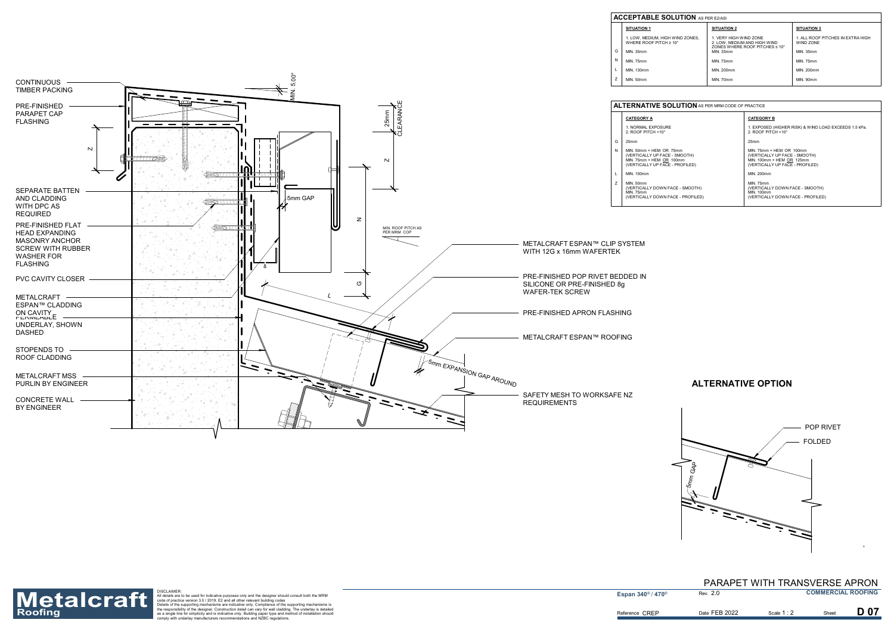## ACCEPTABLE SOLUTION AS PER E2/AS1

| | SITUATION 1 | SITUATION 2 | SITUATION 3 |
|---|---|---|---|
| | 1. LOW, MEDIUM, HIGH WIND ZONES, WHERE ROOF PITCH ≥ 10° | 1. VERY HIGH WIND ZONE 2. LOW, MEDIUM AND HIGH WIND ZONES WHERE ROOF PITCHES ≤ 10° | 1. ALL ROOF PITCHES IN EXTRA HIGH WIND ZONE |
| G | MIN. 35mm | MIN. 35mm | MIN. 35mm |
| N | MIN. 75mm | MIN. 75mm | MIN. 75mm |
| L | MIN. 130mm | MIN. 200mm | MIN. 200mm |
| Z | MIN. 50mm | MIN. 70mm | MIN. 90mm |

## ALTERNATIVE SOLUTION AS PER MRM CODE OF PRACTICE

| | CATEGORY A | CATEGORY B |
|---|---|---|
| | 1. NORMAL EXPOSURE 2. ROOF PITCH >10° | 1. EXPOSED (HIGHER RISK) & WIND LOAD EXCEEDS 1.5 kPa. 2. ROOF PITCH <10° |
| G | 25mm | 25mm |
| N | MIN. 50mm + HEM OR 75mm (VERTICALLY UP FACE - SMOOTH) MIN. 75mm + HEM OR 100mm (VERTICALLY UP FACE - PROFILED) | MIN. 75mm + HEM OR 100mm (VERTICALLY UP FACE - SMOOTH) MIN. 100mm + HEM OR 125mm (VERTICALLY UP FACE - PROFILED) |
| L | MIN. 150mm | MIN. 200mm |
| Z | MIN. 50mm (VERTICALLY DOWN FACE - SMOOTH) MIN. 75mm (VERTICALLY DOWN FACE - PROFILED) | MIN. 75mm (VERTICALLY DOWN FACE - SMOOTH) MIN. 100mm (VERTICALLY DOWN FACE - PROFILED) |

CONTINUOUS TIMBER PACKING

PRE-FINISHED PARAPET CAP FLASHING

SEPARATE BATTEN AND CLADDING WITH DPC AS REQUIRED

PRE-FINISHED FLAT HEAD EXPANDING MASONRY ANCHOR SCREW WITH RUBBER WASHER FOR FLASHING

PVC CAVITY CLOSER

METALCRAFT ESPAN™ CLADDING ON CAVITY

PERMEABLE UNDERLAY, SHOWN DASHED

STOPENDS TO ROOF CLADDING

METALCRAFT MSS PURLIN BY ENGINEER

CONCRETE WALL BY ENGINEER

MIN. 5.00°

25mm CLEARANCE

5mm GAP

MIN. ROOF PITCH AS PER MRM COP

5mm EXPANSION GAP AROUND

METALCRAFT ESPAN™ CLIP SYSTEM WITH 12G x 16mm WAFERTEK

PRE-FINISHED POP RIVET BEDDED IN SILICONE OR PRE-FINISHED 8g WAFER-TEK SCREW

PRE-FINISHED APRON FLASHING

METALCRAFT ESPAN™ ROOFING

SAFETY MESH TO WORKSAFE NZ REQUIREMENTS

## ALTERNATIVE OPTION

POP RIVET

FOLDED

5mm GAP

DISCLAIMER:
All details are to be used for indicative purposes only and the designer should consult both the MRM code of practice version 3.0 / 2019, E2 and all other relevant building codes
Details of the supporting mechanisms are indicative only. Compliance of the supporting mechanisms is the responsibility of the designer. Construction detail can vary for wall cladding. The underlay is detailed as a single line for simplicity and is indicative only. Building paper type and method of installation should comply with underlay manufacturers recommendations and NZBC regulations.

Metalcraft Roofing

PARAPET WITH TRANSVERSE APRON

Espan 340® / 470® | Rev. 2.0 | COMMERCIAL ROOFING

Reference CREP | Date FEB 2022 | Scale 1 : 2 | Sheet D 07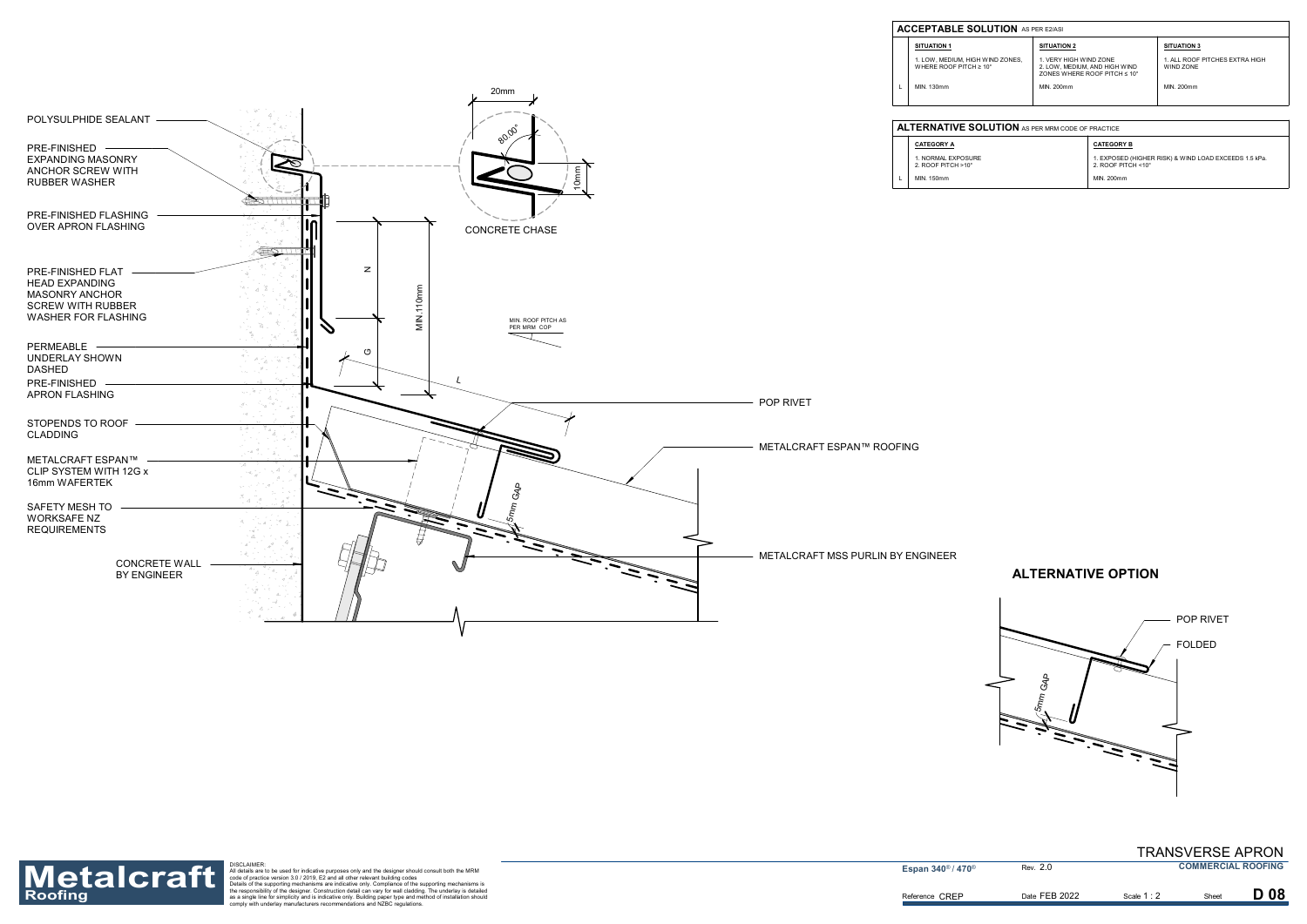## ACCEPTABLE SOLUTION AS PER E2/AS1

| | SITUATION 1 | SITUATION 2 | SITUATION 3 |
|---|---|---|---|
| | 1. LOW, MEDIUM, HIGH WIND ZONES, WHERE ROOF PITCH ≥ 10° | 1. VERY HIGH WIND ZONE 2. LOW, MEDIUM, AND HIGH WIND ZONES WHERE ROOF PITCH ≤ 10° | 1. ALL ROOF PITCHES EXTRA HIGH WIND ZONE |
| L | MIN. 130mm | MIN. 200mm | MIN. 200mm |

## ALTERNATIVE SOLUTION AS PER MRM CODE OF PRACTICE

| | CATEGORY A | CATEGORY B |
|---|---|---|
| | 1. NORMAL EXPOSURE 2. ROOF PITCH >10° | 1. EXPOSED (HIGHER RISK) & WIND LOAD EXCEEDS 1.5 kPa. 2. ROOF PITCH <10° |
| L | MIN. 150mm | MIN. 200mm |

POLYSULPHIDE SEALANT

PRE-FINISHED EXPANDING MASONRY ANCHOR SCREW WITH RUBBER WASHER

PRE-FINISHED FLASHING OVER APRON FLASHING

PRE-FINISHED FLAT HEAD EXPANDING MASONRY ANCHOR SCREW WITH RUBBER WASHER FOR FLASHING

PERMEABLE UNDERLAY SHOWN DASHED

PRE-FINISHED APRON FLASHING

STOPENDS TO ROOF CLADDING

METALCRAFT ESPAN™ CLIP SYSTEM WITH 12G x 16mm WAFERTEK

SAFETY MESH TO WORKSAFE NZ REQUIREMENTS

CONCRETE WALL BY ENGINEER

20mm

80.00°

10mm

CONCRETE CHASE

N

G

MIN.110mm

L

MIN. ROOF PITCH AS PER MRM COP

POP RIVET

METALCRAFT ESPAN™ ROOFING

5mm GAP

METALCRAFT MSS PURLIN BY ENGINEER

## ALTERNATIVE OPTION

POP RIVET

FOLDED

5mm GAP

DISCLAIMER:
All details are to be used for indicative purposes only and the designer should consult both the MRM code of practice version 3.0 / 2019, E2 and all other relevant building codes
Details of the supporting mechanisms are indicative only. Compliance of the supporting mechanisms is the responsibility of the designer. Construction detail can vary for wall cladding. The underlay is detailed as a single line for simplicity and is indicative only. Building paper type and method of installation should comply with underlay manufacturers recommendations and NZBC regulations.

TRANSVERSE APRON

COMMERCIAL ROOFING

Espan 340® / 470® | Rev. 2.0 | Reference CREP | Date FEB 2022 | Scale 1 : 2 | Sheet D 08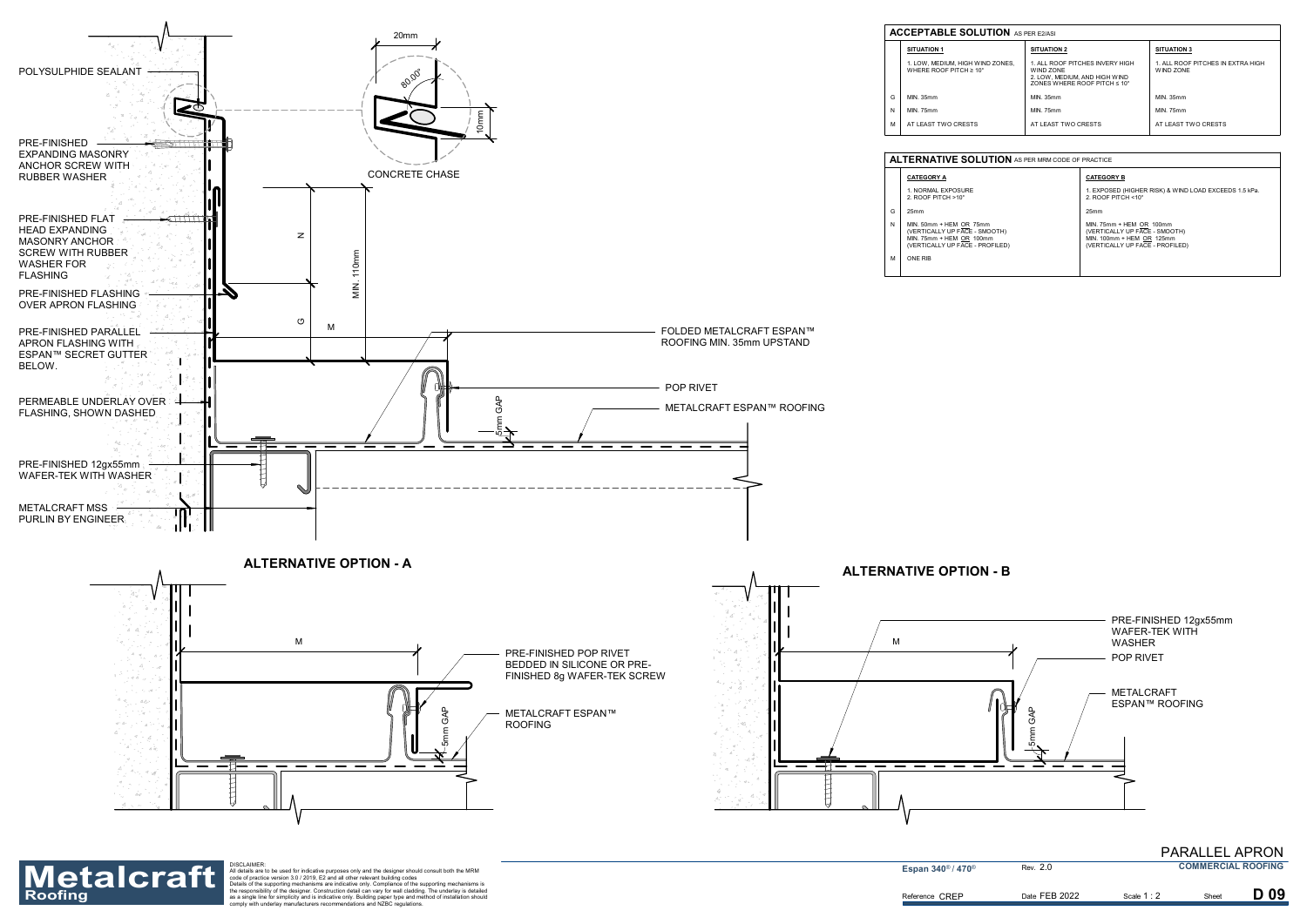POLYSULPHIDE SEALANT

PRE-FINISHED EXPANDING MASONRY ANCHOR SCREW WITH RUBBER WASHER

PRE-FINISHED FLAT HEAD EXPANDING MASONRY ANCHOR SCREW WITH RUBBER WASHER FOR FLASHING

PRE-FINISHED FLASHING OVER APRON FLASHING

PRE-FINISHED PARALLEL APRON FLASHING WITH ESPAN™ SECRET GUTTER BELOW.

PERMEABLE UNDERLAY OVER FLASHING, SHOWN DASHED

PRE-FINISHED 12gx55mm WAFER-TEK WITH WASHER

METALCRAFT MSS PURLIN BY ENGINEER

20mm

80.00°

10mm

CONCRETE CHASE

N

MIN. 110mm

G

M

FOLDED METALCRAFT ESPAN™ ROOFING MIN. 35mm UPSTAND

POP RIVET

METALCRAFT ESPAN™ ROOFING

5mm GAP

**ACCEPTABLE SOLUTION** AS PER E2/AS1

| | SITUATION 1 | SITUATION 2 | SITUATION 3 |
|---|---|---|---|
| | 1. LOW, MEDIUM, HIGH WIND ZONES, WHERE ROOF PITCH ≥ 10° | 1. ALL ROOF PITCHES INVERY HIGH WIND ZONE 2. LOW, MEDIUM, AND HIGH WIND ZONES WHERE ROOF PITCH ≤ 10° | 1. ALL ROOF PITCHES IN EXTRA HIGH WIND ZONE |
| G | MIN. 35mm | MIN. 35mm | MIN. 35mm |
| N | MIN. 75mm | MIN. 75mm | MIN. 75mm |
| M | AT LEAST TWO CRESTS | AT LEAST TWO CRESTS | AT LEAST TWO CRESTS |

**ALTERNATIVE SOLUTION** AS PER MRM CODE OF PRACTICE

| | CATEGORY A | CATEGORY B |
|---|---|---|
| | 1. NORMAL EXPOSURE 2. ROOF PITCH >10° | 1. EXPOSED (HIGHER RISK) & WIND LOAD EXCEEDS 1.5 kPa. 2. ROOF PITCH <10° |
| G | 25mm | 25mm |
| N | MIN. 50mm + HEM OR 75mm (VERTICALLY UP FACE - SMOOTH) MIN. 75mm + HEM OR 100mm (VERTICALLY UP FACE - PROFILED) | MIN. 75mm + HEM OR 100mm (VERTICALLY UP FACE - SMOOTH) MIN. 100mm + HEM OR 125mm (VERTICALLY UP FACE - PROFILED) |
| M | ONE RIB | |

## ALTERNATIVE OPTION - A

M

PRE-FINISHED POP RIVET BEDDED IN SILICONE OR PRE-FINISHED 8g WAFER-TEK SCREW

METALCRAFT ESPAN™ ROOFING

5mm GAP

## ALTERNATIVE OPTION - B

M

PRE-FINISHED 12gx55mm WAFER-TEK WITH WASHER

POP RIVET

METALCRAFT ESPAN™ ROOFING

5mm GAP

Metalcraft Roofing

DISCLAIMER:
All details are to be used for indicative purposes only and the designer should consult both the MRM code of practice version 3.0 / 2019, E2 and all other relevant building codes
Details of the supporting mechanisms are indicative only. Compliance of the supporting mechanisms is the responsibility of the designer. Construction detail can vary for wall cladding. The underlay is detailed as a single line for simplicity and is indicative only. Building paper type and method of installation should comply with underlay manufacturers recommendations and NZBC regulations.

PARALLEL APRON

COMMERCIAL ROOFING

Espan 340® / 470®

Rev. 2.0

Reference CREP

Date FEB 2022

Scale 1 : 2

Sheet D 09